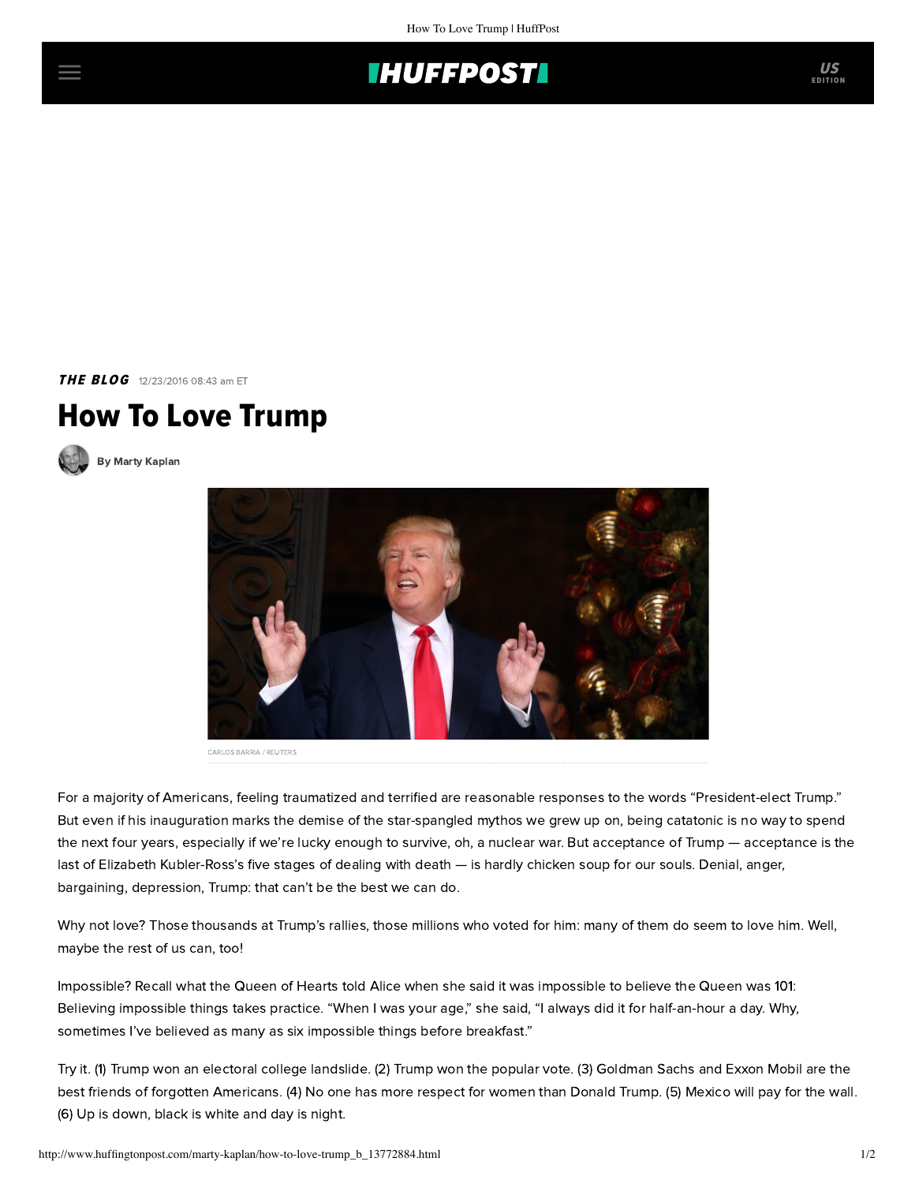THE BLOG 12/23/2016 08:43 am ET

# How To Love Trump

By Marty Kaplan

CARLOS BARRIA / REUTERS

For a majority of Americans, feeling traumatized and terrified are reasonable responses to the words "President-elect Trump." But even if his inauguration marks the demise of the star-spangled mythos we grew up on, being catatonic is no way to spend the next four years, especially if we're lucky enough to survive, oh, a nuclear war. But acceptance of Trump — acceptance is the last of Elizabeth Kubler-Ross's five stages of dealing with death — is hardly chicken soup for our souls. Denial, anger, bargaining, depression, Trump: that can't be the best we can do.

Why not love? Those thousands at Trump's rallies, those millions who voted for him: many of them do seem to love him. Well, maybe the rest of us can, too!

Impossible? Recall what the Queen of Hearts told Alice when she said it was impossible to believe the Queen was 101: Believing impossible things takes practice. "When I was your age," she said, "I always did it for half-an-hour a day. Why, sometimes I've believed as many as six impossible things before breakfast."

Try it. (1) Trump won an electoral college landslide. (2) Trump won the popular vote. (3) Goldman Sachs and Exxon Mobil are the best friends of forgotten Americans. (4) No one has more respect for women than Donald Trump. (5) Mexico will pay for the wall. (6) Up is down, black is white and day is night.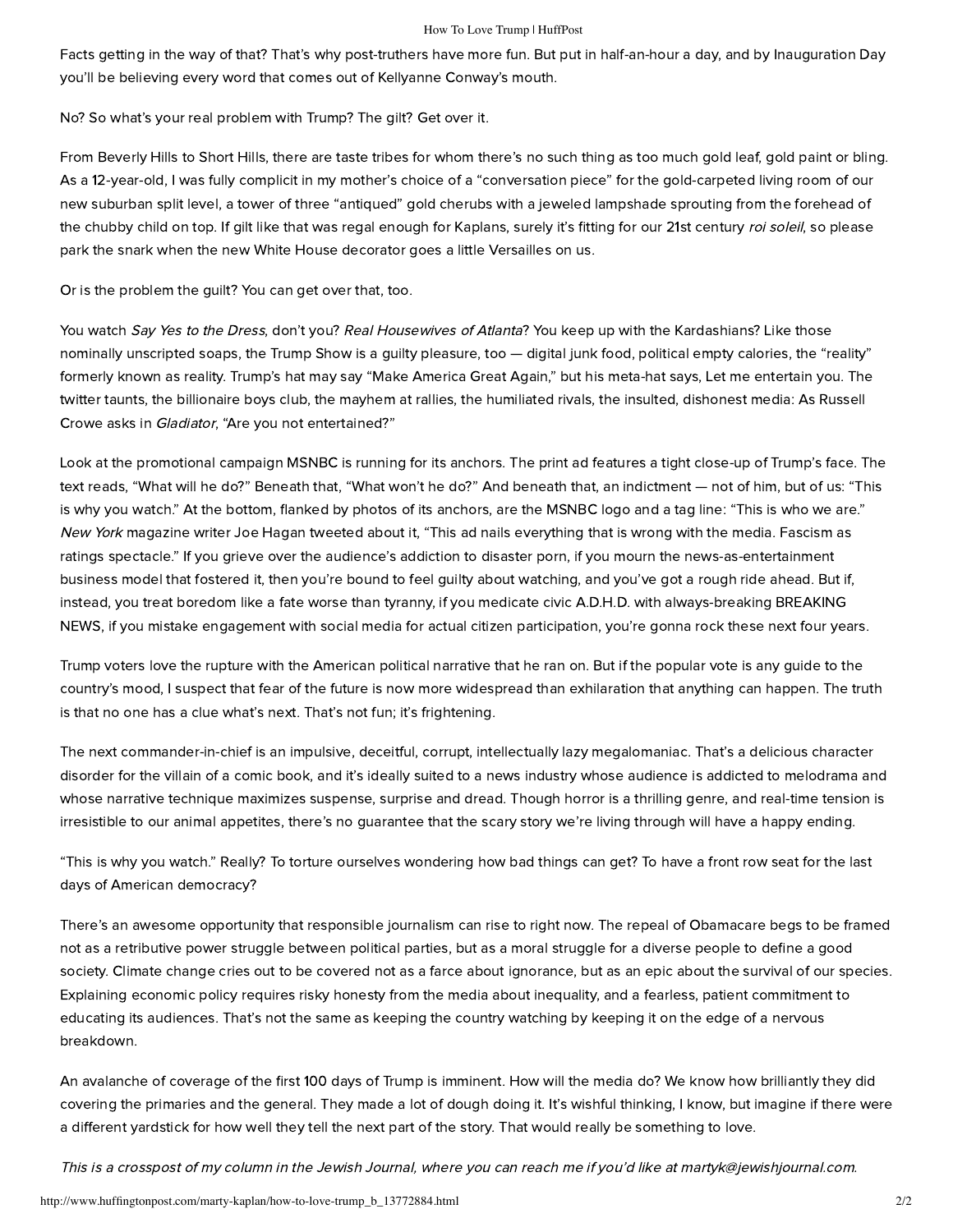Facts getting in the way of that? That's why post-truthers have more fun. But put in half-an-hour a day, and by Inauguration Day you'll be believing every word that comes out of Kellyanne Conway's mouth.

No? So what's your real problem with Trump? The gilt? Get over it.

From Beverly Hills to Short Hills, there are taste tribes for whom there's no such thing as too much gold leaf, gold paint or bling. As a 12-year-old, I was fully complicit in my mother's choice of a "conversation piece" for the gold-carpeted living room of our new suburban split level, a tower of three "antiqued" gold cherubs with a jeweled lampshade sprouting from the forehead of the chubby child on top. If gilt like that was regal enough for Kaplans, surely it's fitting for our 21st century *roi soleil*, so please park the snark when the new White House decorator goes a little Versailles on us.

Or is the problem the guilt? You can get over that, too.

You watch *Say Yes to the Dress*, don't you? *Real Housewives of Atlanta*? You keep up with the Kardashians? Like those nominally unscripted soaps, the Trump Show is a guilty pleasure, too — digital junk food, political empty calories, the "reality" formerly known as reality. Trump's hat may say "Make America Great Again," but his meta-hat says, Let me entertain you. The twitter taunts, the billionaire boys club, the mayhem at rallies, the humiliated rivals, the insulted, dishonest media: As Russell Crowe asks in *Gladiator*, "Are you not entertained?"

Look at the promotional campaign MSNBC is running for its anchors. The print ad features a tight close-up of Trump's face. The text reads, "What will he do?" Beneath that, "What won't he do?" And beneath that, an indictment — not of him, but of us: "This is why you watch." At the bottom, flanked by photos of its anchors, are the MSNBC logo and a tag line: "This is who we are." *New York* magazine writer Joe Hagan tweeted about it, "This ad nails everything that is wrong with the media. Fascism as ratings spectacle." If you grieve over the audience's addiction to disaster porn, if you mourn the news-as-entertainment business model that fostered it, then you're bound to feel guilty about watching, and you've got a rough ride ahead. But if, instead, you treat boredom like a fate worse than tyranny, if you medicate civic A.D.H.D. with always-breaking BREAKING NEWS, if you mistake engagement with social media for actual citizen participation, you're gonna rock these next four years.

Trump voters love the rupture with the American political narrative that he ran on. But if the popular vote is any guide to the country's mood, I suspect that fear of the future is now more widespread than exhilaration that anything can happen. The truth is that no one has a clue what's next. That's not fun; it's frightening.

The next commander-in-chief is an impulsive, deceitful, corrupt, intellectually lazy megalomaniac. That's a delicious character disorder for the villain of a comic book, and it's ideally suited to a news industry whose audience is addicted to melodrama and whose narrative technique maximizes suspense, surprise and dread. Though horror is a thrilling genre, and real-time tension is irresistible to our animal appetites, there's no guarantee that the scary story we're living through will have a happy ending.

"This is why you watch." Really? To torture ourselves wondering how bad things can get? To have a front row seat for the last days of American democracy?

There's an awesome opportunity that responsible journalism can rise to right now. The repeal of Obamacare begs to be framed not as a retributive power struggle between political parties, but as a moral struggle for a diverse people to define a good society. Climate change cries out to be covered not as a farce about ignorance, but as an epic about the survival of our species. Explaining economic policy requires risky honesty from the media about inequality, and a fearless, patient commitment to educating its audiences. That's not the same as keeping the country watching by keeping it on the edge of a nervous breakdown.

An avalanche of coverage of the first 100 days of Trump is imminent. How will the media do? We know how brilliantly they did covering the primaries and the general. They made a lot of dough doing it. It's wishful thinking, I know, but imagine if there were a different yardstick for how well they tell the next part of the story. That would really be something to love.

*This is a crosspost of my column in the Jewish Journal, where you can reach me if you'd like at martyk@jewishjournal.com.*